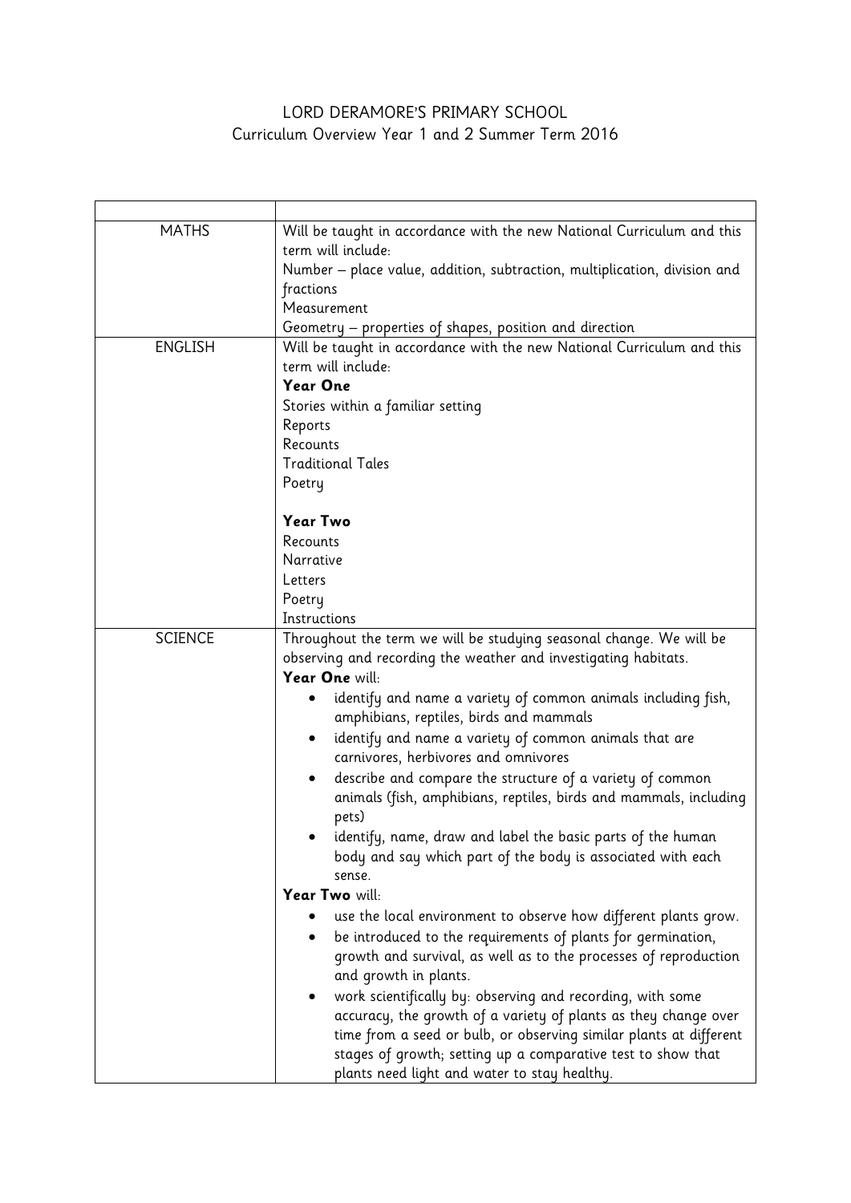# LORD DERAMORE'S PRIMARY SCHOOL

## Curriculum Overview Year 1 and 2 Summer Term 2016

| | |
|---|---|
| MATHS | Will be taught in accordance with the new National Curriculum and this term will include:<br>Number – place value, addition, subtraction, multiplication, division and fractions<br>Measurement<br>Geometry – properties of shapes, position and direction |
| ENGLISH | Will be taught in accordance with the new National Curriculum and this term will include:<br>**Year One**<br>Stories within a familiar setting<br>Reports<br>Recounts<br>Traditional Tales<br>Poetry<br><br>**Year Two**<br>Recounts<br>Narrative<br>Letters<br>Poetry<br>Instructions |
| SCIENCE | Throughout the term we will be studying seasonal change. We will be observing and recording the weather and investigating habitats.<br>**Year One** will:<br>• identify and name a variety of common animals including fish, amphibians, reptiles, birds and mammals<br>• identify and name a variety of common animals that are carnivores, herbivores and omnivores<br>• describe and compare the structure of a variety of common animals (fish, amphibians, reptiles, birds and mammals, including pets)<br>• identify, name, draw and label the basic parts of the human body and say which part of the body is associated with each sense.<br>**Year Two** will:<br>• use the local environment to observe how different plants grow.<br>• be introduced to the requirements of plants for germination, growth and survival, as well as to the processes of reproduction and growth in plants.<br>• work scientifically by: observing and recording, with some accuracy, the growth of a variety of plants as they change over time from a seed or bulb, or observing similar plants at different stages of growth; setting up a comparative test to show that plants need light and water to stay healthy. |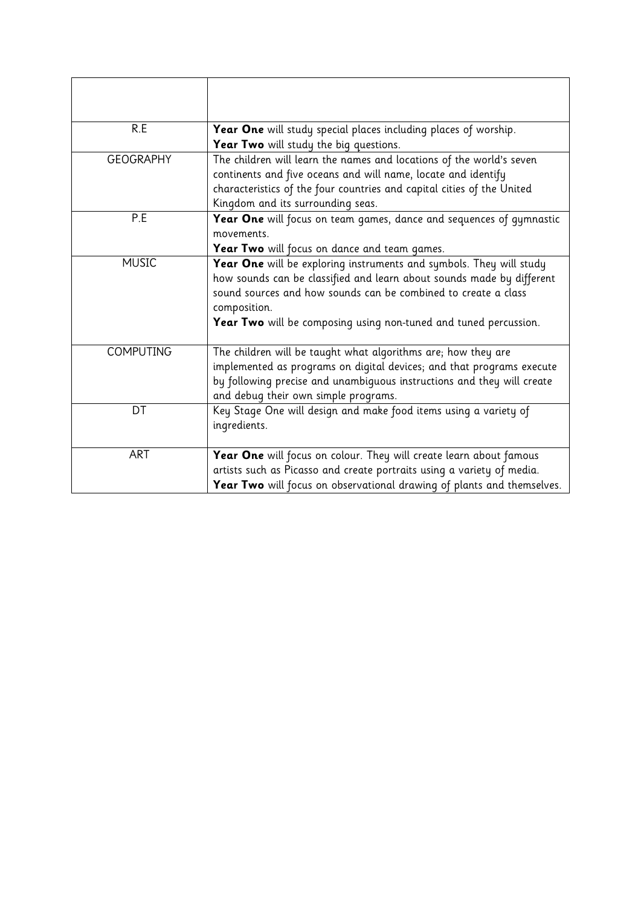| | |
|---|---|
| R.E | **Year One** will study special places including places of worship.<br>**Year Two** will study the big questions. |
| GEOGRAPHY | The children will learn the names and locations of the world's seven continents and five oceans and will name, locate and identify characteristics of the four countries and capital cities of the United Kingdom and its surrounding seas. |
| P.E | **Year One** will focus on team games, dance and sequences of gymnastic movements.<br>**Year Two** will focus on dance and team games. |
| MUSIC | **Year One** will be exploring instruments and symbols. They will study how sounds can be classified and learn about sounds made by different sound sources and how sounds can be combined to create a class composition.<br>**Year Two** will be composing using non-tuned and tuned percussion. |
| COMPUTING | The children will be taught what algorithms are; how they are implemented as programs on digital devices; and that programs execute by following precise and unambiguous instructions and they will create and debug their own simple programs. |
| DT | Key Stage One will design and make food items using a variety of ingredients. |
| ART | **Year One** will focus on colour. They will create learn about famous artists such as Picasso and create portraits using a variety of media.<br>**Year Two** will focus on observational drawing of plants and themselves. |